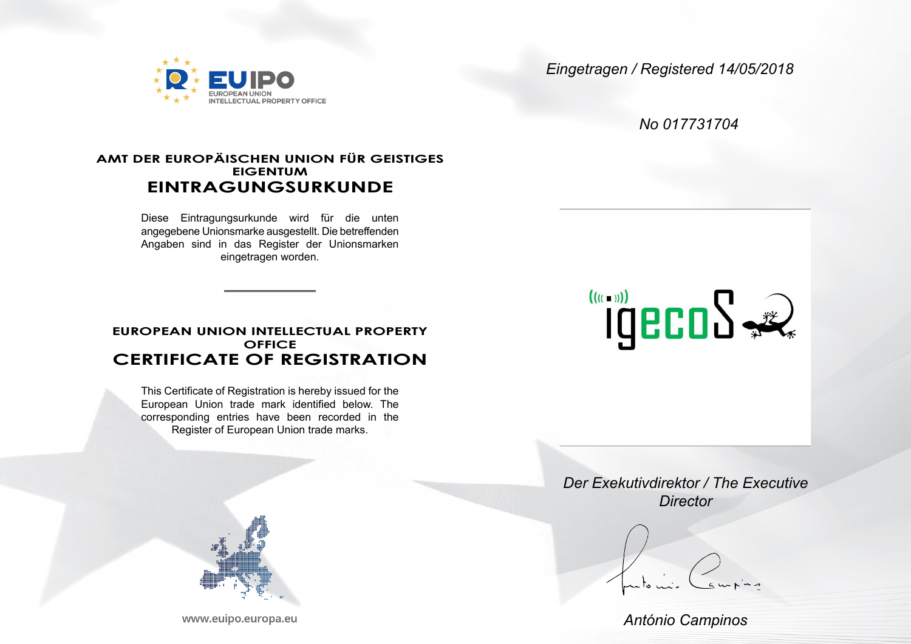EUIPO
EUROPEAN UNION
INTELLECTUAL PROPERTY OFFICE

*Eingetragen / Registered 14/05/2018*

*No 017731704*

## AMT DER EUROPÄISCHEN UNION FÜR GEISTIGES EIGENTUM

# EINTRAGUNGSURKUNDE

Diese Eintragungsurkunde wird für die unten angegebene Unionsmarke ausgestellt. Die betreffenden Angaben sind in das Register der Unionsmarken eingetragen worden.

---

## EUROPEAN UNION INTELLECTUAL PROPERTY OFFICE

# CERTIFICATE OF REGISTRATION

This Certificate of Registration is hereby issued for the European Union trade mark identified below. The corresponding entries have been recorded in the Register of European Union trade marks.

igecoS

*Der Exekutivdirektor / The Executive Director*

*António Campinos*

www.euipo.europa.eu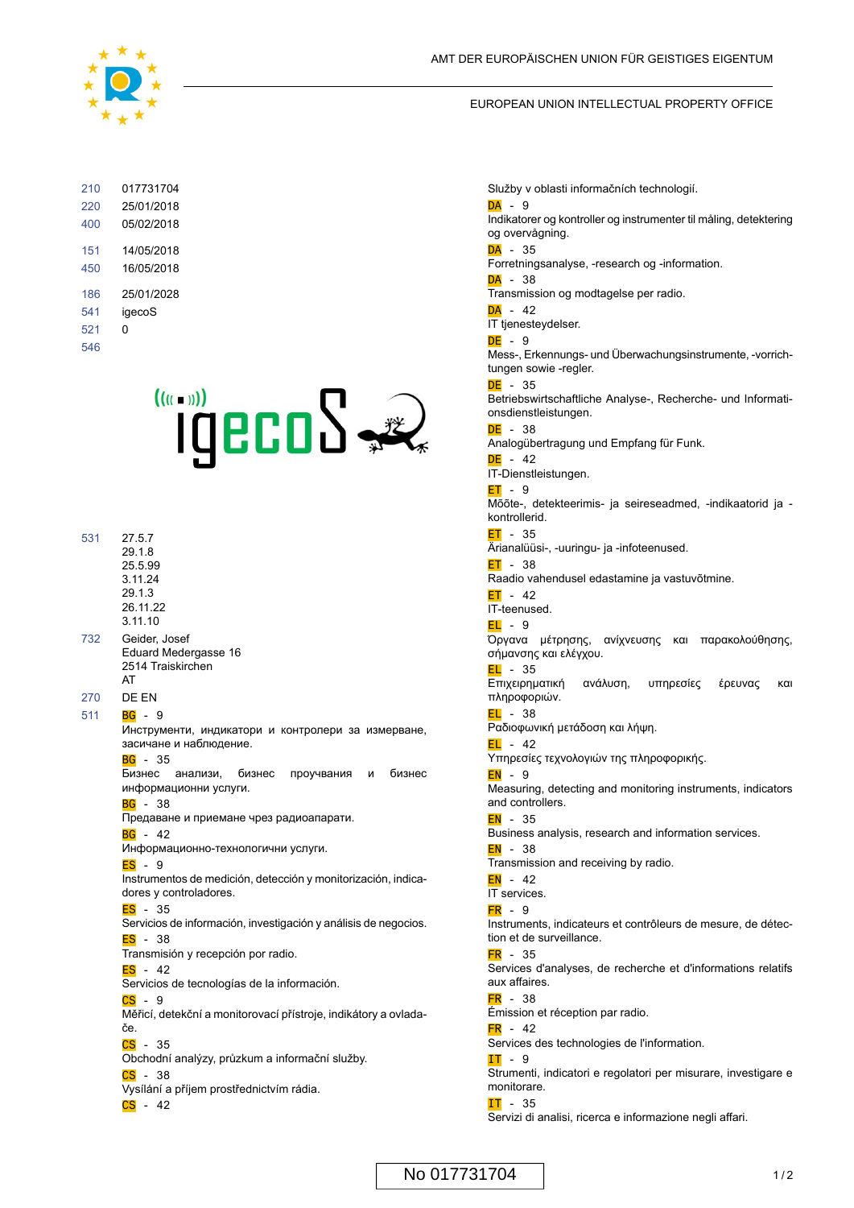AMT DER EUROPÄISCHEN UNION FÜR GEISTIGES EIGENTUM

EUROPEAN UNION INTELLECTUAL PROPERTY OFFICE

210 017731704
220 25/01/2018
400 05/02/2018

151 14/05/2018
450 16/05/2018

186 25/01/2028
541 igecoS
521 0
546

531 27.5.7
29.1.8
25.5.99
3.11.24
29.1.3
26.11.22
3.11.10

732 Geider, Josef
Eduard Medergasse 16
2514 Traiskirchen
AT

270 DE EN

511 BG - 9
Инструменти, индикатори и контролери за измерване, засичане и наблюдение.
BG - 35
Бизнес анализи, бизнес проучвания и бизнес информационни услуги.
BG - 38
Предаване и приемане чрез радиоапарати.
BG - 42
Информационно-технологични услуги.
ES - 9
Instrumentos de medición, detección y monitorización, indicadores y controladores.
ES - 35
Servicios de información, investigación y análisis de negocios.
ES - 38
Transmisión y recepción por radio.
ES - 42
Servicios de tecnologías de la información.
CS - 9
Měřicí, detekční a monitorovací přístroje, indikátory a ovladače.
CS - 35
Obchodní analýzy, průzkum a informační služby.
CS - 38
Vysílání a příjem prostřednictvím rádia.
CS - 42
Služby v oblasti informačních technologií.
DA - 9
Indikatorer og kontroller og instrumenter til måling, detektering og overvågning.
DA - 35
Forretningsanalyse, -research og -information.
DA - 38
Transmission og modtagelse per radio.
DA - 42
IT tjenesteydelser.
DE - 9
Mess-, Erkennungs- und Überwachungsinstrumente, -vorrichtungen sowie -regler.
DE - 35
Betriebswirtschaftliche Analyse-, Recherche- und Informationsdienstleistungen.
DE - 38
Analogübertragung und Empfang für Funk.
DE - 42
IT-Dienstleistungen.
ET - 9
Mõõte-, detekteerimis- ja seireseadmed, -indikaatorid ja -kontrollerid.
ET - 35
Ärianalüüsi-, -uuringu- ja -infoteenused.
ET - 38
Raadio vahendusel edastamine ja vastuvõtmine.
ET - 42
IT-teenused.
EL - 9
Όργανα μέτρησης, ανίχνευσης και παρακολούθησης, σήμανσης και ελέγχου.
EL - 35
Επιχειρηματική ανάλυση, υπηρεσίες έρευνας και πληροφοριών.
EL - 38
Ραδιοφωνική μετάδοση και λήψη.
EL - 42
Υπηρεσίες τεχνολογιών της πληροφορικής.
EN - 9
Measuring, detecting and monitoring instruments, indicators and controllers.
EN - 35
Business analysis, research and information services.
EN - 38
Transmission and receiving by radio.
EN - 42
IT services.
FR - 9
Instruments, indicateurs et contrôleurs de mesure, de détection et de surveillance.
FR - 35
Services d'analyses, de recherche et d'informations relatifs aux affaires.
FR - 38
Émission et réception par radio.
FR - 42
Services des technologies de l'information.
IT - 9
Strumenti, indicatori e regolatori per misurare, investigare e monitorare.
IT - 35
Servizi di analisi, ricerca e informazione negli affari.

No 017731704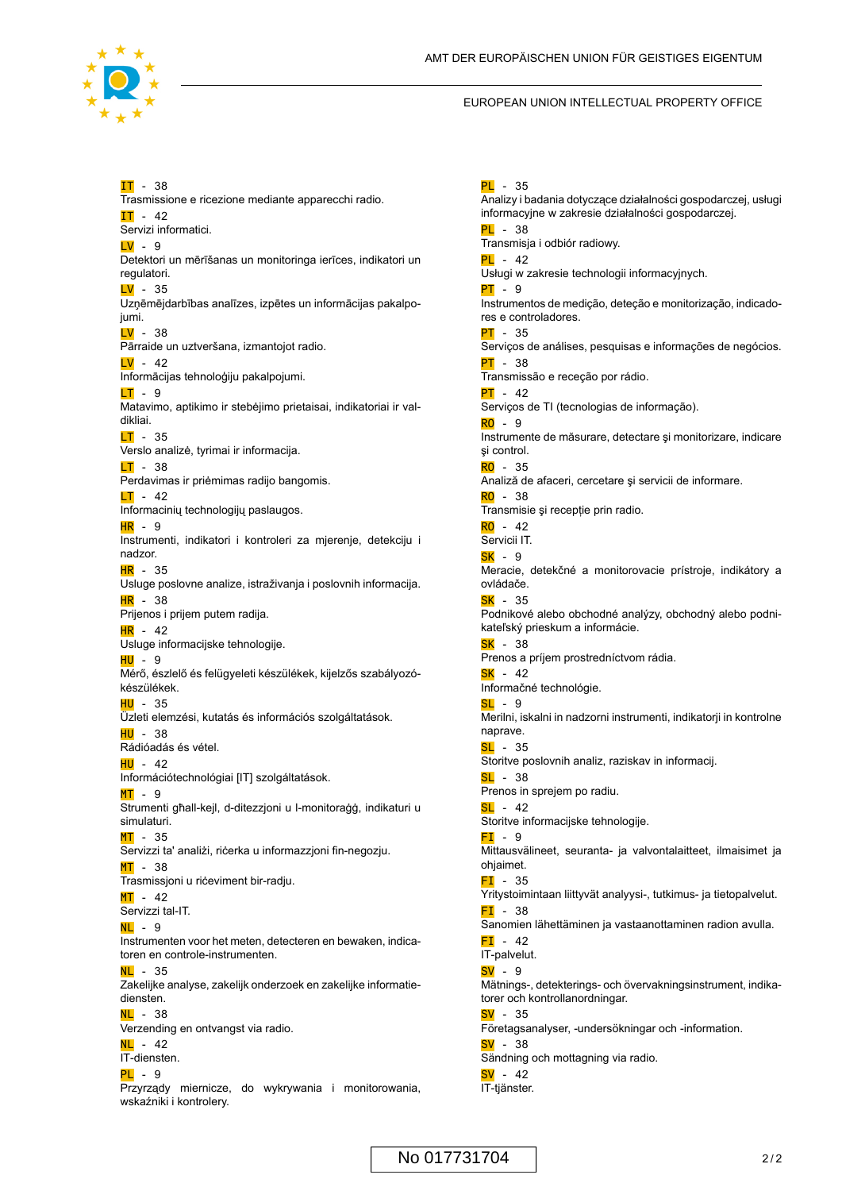IT - 38
Trasmissione e ricezione mediante apparecchi radio.
IT - 42
Servizi informatici.
LV - 9
Detektori un mērīšanas un monitoringa ierīces, indikatori un regulatori.
LV - 35
Uzņēmējdarbības analīzes, izpētes un informācijas pakalpojumi.
LV - 38
Pārraide un uztveršana, izmantojot radio.
LV - 42
Informācijas tehnoloģiju pakalpojumi.
LT - 9
Matavimo, aptikimo ir stebėjimo prietaisai, indikatoriai ir valdikliai.
LT - 35
Verslo analizė, tyrimai ir informacija.
LT - 38
Perdavimas ir priėmimas radijo bangomis.
LT - 42
Informacinių technologijų paslaugos.
HR - 9
Instrumenti, indikatori i kontroleri za mjerenje, detekciju i nadzor.
HR - 35
Usluge poslovne analize, istraživanja i poslovnih informacija.
HR - 38
Prijenos i prijem putem radija.
HR - 42
Usluge informacijske tehnologije.
HU - 9
Mérő, észlelő és felügyeleti készülékek, kijelzős szabályozókészülékek.
HU - 35
Üzleti elemzési, kutatás és információs szolgáltatások.
HU - 38
Rádióadás és vétel.
HU - 42
Információtechnológiai [IT] szolgáltatások.
MT - 9
Strumenti għall-kejl, d-ditezzjoni u l-monitoraġġ, indikaturi u simulaturi.
MT - 35
Servizzi ta' analiżi, riċerka u informazzjoni fin-negozju.
MT - 38
Trasmissjoni u riċeviment bir-radju.
MT - 42
Servizzi tal-IT.
NL - 9
Instrumenten voor het meten, detecteren en bewaken, indicatoren en controle-instrumenten.
NL - 35
Zakelijke analyse, zakelijk onderzoek en zakelijke informatiediensten.
NL - 38
Verzending en ontvangst via radio.
NL - 42
IT-diensten.
PL - 9
Przyrządy miernicze, do wykrywania i monitorowania, wskaźniki i kontrolery.
PL - 35
Analizy i badania dotyczące działalności gospodarczej, usługi informacyjne w zakresie działalności gospodarczej.
PL - 38
Transmisja i odbiór radiowy.
PL - 42
Usługi w zakresie technologii informacyjnych.
PT - 9
Instrumentos de medição, deteção e monitorização, indicadores e controladores.
PT - 35
Serviços de análises, pesquisas e informações de negócios.
PT - 38
Transmissão e receção por rádio.
PT - 42
Serviços de TI (tecnologias de informação).
RO - 9
Instrumente de măsurare, detectare şi monitorizare, indicare şi control.
RO - 35
Analiză de afaceri, cercetare şi servicii de informare.
RO - 38
Transmisie şi recepţie prin radio.
RO - 42
Servicii IT.
SK - 9
Meracie, detekčné a monitorovacie prístroje, indikátory a ovládače.
SK - 35
Podnikové alebo obchodné analýzy, obchodný alebo podnikateľský prieskum a informácie.
SK - 38
Prenos a príjem prostredníctvom rádia.
SK - 42
Informačné technológie.
SL - 9
Merilni, iskalni in nadzorni instrumenti, indikatorji in kontrolne naprave.
SL - 35
Storitve poslovnih analiz, raziskav in informacij.
SL - 38
Prenos in sprejem po radiu.
SL - 42
Storitve informacijske tehnologije.
FI - 9
Mittausvälineet, seuranta- ja valvontalaitteet, ilmaisimet ja ohjaimet.
FI - 35
Yritystoimintaan liittyvät analyysi-, tutkimus- ja tietopalvelut.
FI - 38
Sanomien lähettäminen ja vastaanottaminen radion avulla.
FI - 42
IT-palvelut.
SV - 9
Mätnings-, detekterings- och övervakningsinstrument, indikatorer och kontrollanordningar.
SV - 35
Företagsanalyser, -undersökningar och -information.
SV - 38
Sändning och mottagning via radio.
SV - 42
IT-tjänster.

No 017731704